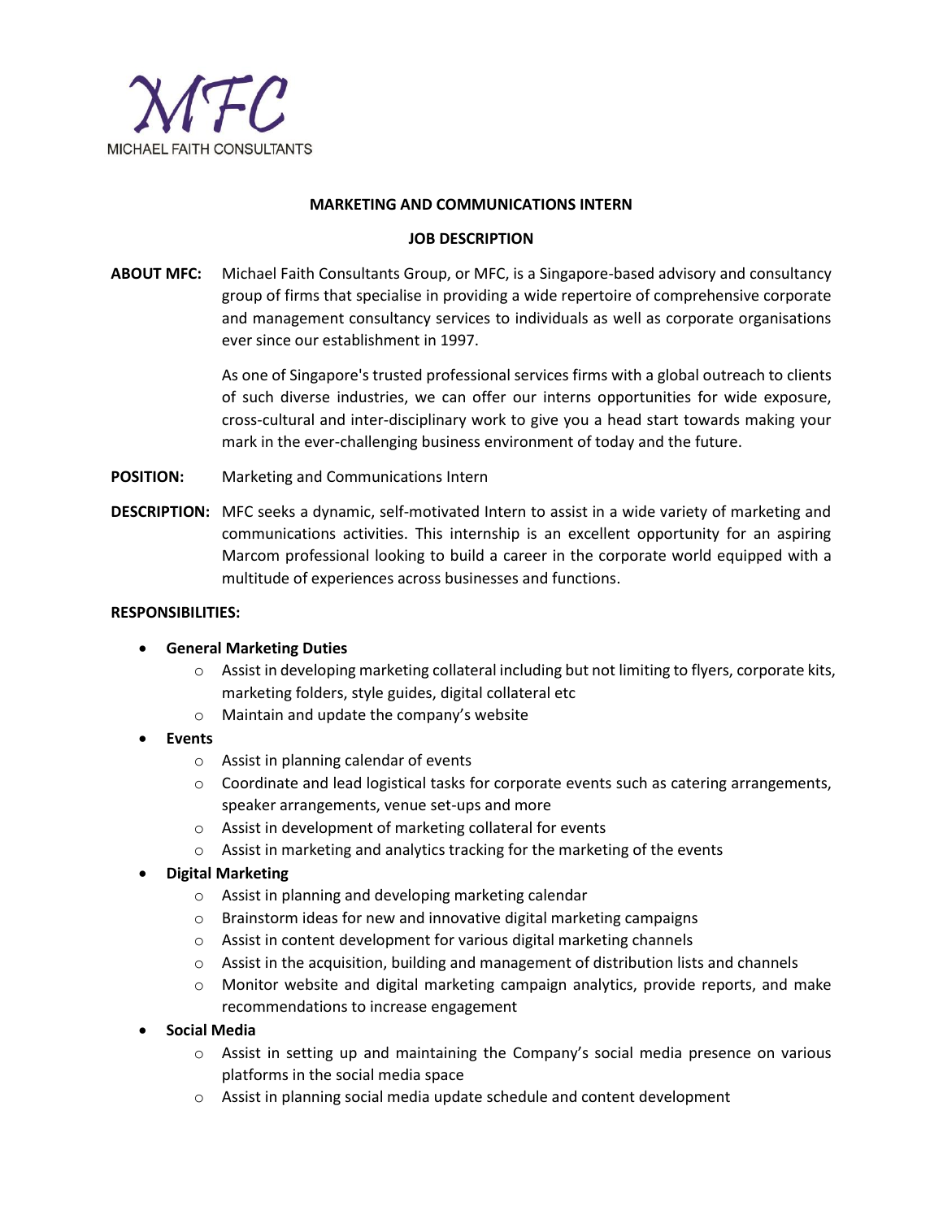MFC

MICHAEL FAITH CONSULTANTS

**MARKETING AND COMMUNICATIONS INTERN**

**JOB DESCRIPTION**

**ABOUT MFC:** Michael Faith Consultants Group, or MFC, is a Singapore-based advisory and consultancy group of firms that specialise in providing a wide repertoire of comprehensive corporate and management consultancy services to individuals as well as corporate organisations ever since our establishment in 1997.

As one of Singapore's trusted professional services firms with a global outreach to clients of such diverse industries, we can offer our interns opportunities for wide exposure, cross-cultural and inter-disciplinary work to give you a head start towards making your mark in the ever-challenging business environment of today and the future.

**POSITION:** Marketing and Communications Intern

**DESCRIPTION:** MFC seeks a dynamic, self-motivated Intern to assist in a wide variety of marketing and communications activities. This internship is an excellent opportunity for an aspiring Marcom professional looking to build a career in the corporate world equipped with a multitude of experiences across businesses and functions.

**RESPONSIBILITIES:**

- **General Marketing Duties**
  - Assist in developing marketing collateral including but not limiting to flyers, corporate kits, marketing folders, style guides, digital collateral etc
  - Maintain and update the company's website
- **Events**
  - Assist in planning calendar of events
  - Coordinate and lead logistical tasks for corporate events such as catering arrangements, speaker arrangements, venue set-ups and more
  - Assist in development of marketing collateral for events
  - Assist in marketing and analytics tracking for the marketing of the events
- **Digital Marketing**
  - Assist in planning and developing marketing calendar
  - Brainstorm ideas for new and innovative digital marketing campaigns
  - Assist in content development for various digital marketing channels
  - Assist in the acquisition, building and management of distribution lists and channels
  - Monitor website and digital marketing campaign analytics, provide reports, and make recommendations to increase engagement
- **Social Media**
  - Assist in setting up and maintaining the Company's social media presence on various platforms in the social media space
  - Assist in planning social media update schedule and content development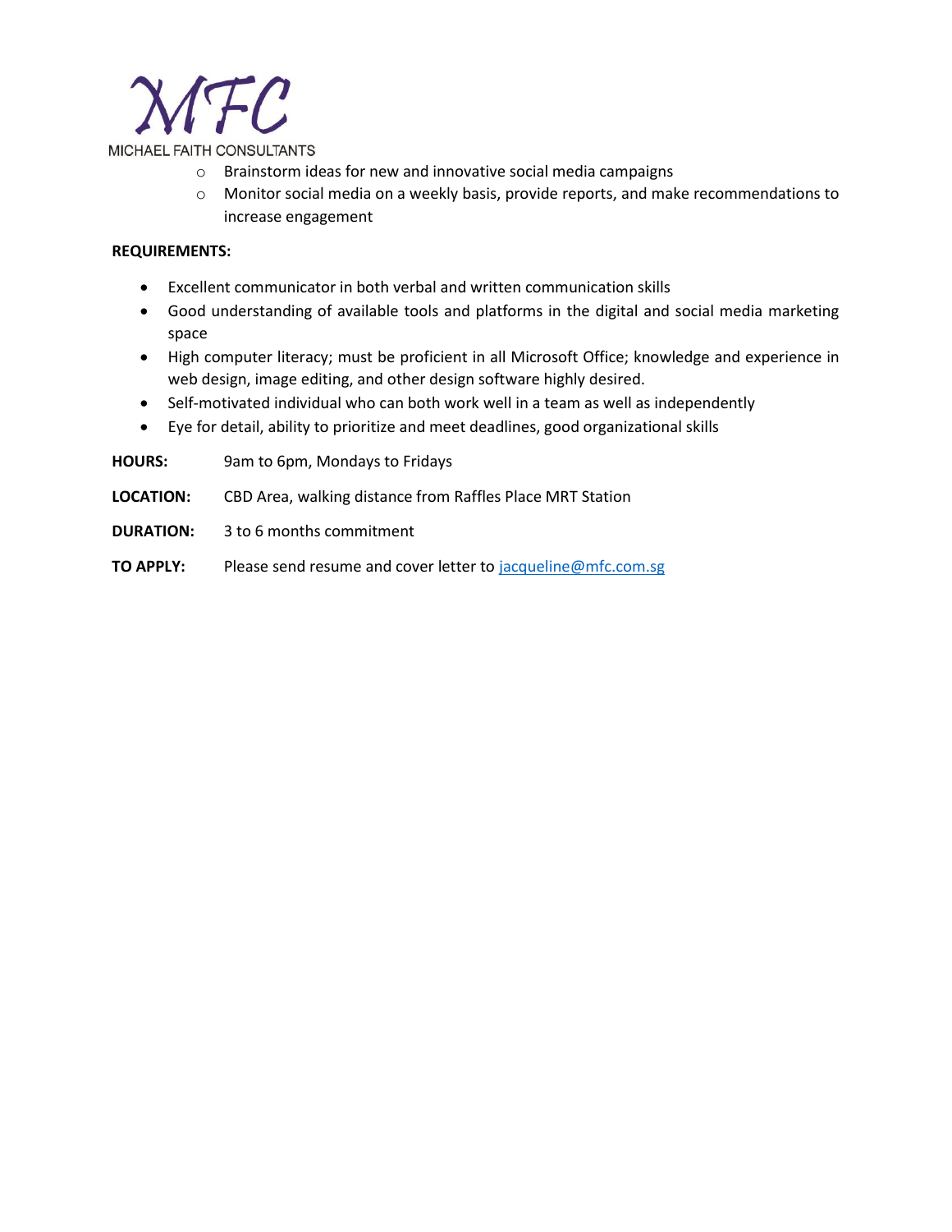MICHAEL FAITH CONSULTANTS

  - Brainstorm ideas for new and innovative social media campaigns
  - Monitor social media on a weekly basis, provide reports, and make recommendations to increase engagement

**REQUIREMENTS:**

- Excellent communicator in both verbal and written communication skills
- Good understanding of available tools and platforms in the digital and social media marketing space
- High computer literacy; must be proficient in all Microsoft Office; knowledge and experience in web design, image editing, and other design software highly desired.
- Self-motivated individual who can both work well in a team as well as independently
- Eye for detail, ability to prioritize and meet deadlines, good organizational skills

**HOURS:** 9am to 6pm, Mondays to Fridays

**LOCATION:** CBD Area, walking distance from Raffles Place MRT Station

**DURATION:** 3 to 6 months commitment

**TO APPLY:** Please send resume and cover letter to jacqueline@mfc.com.sg